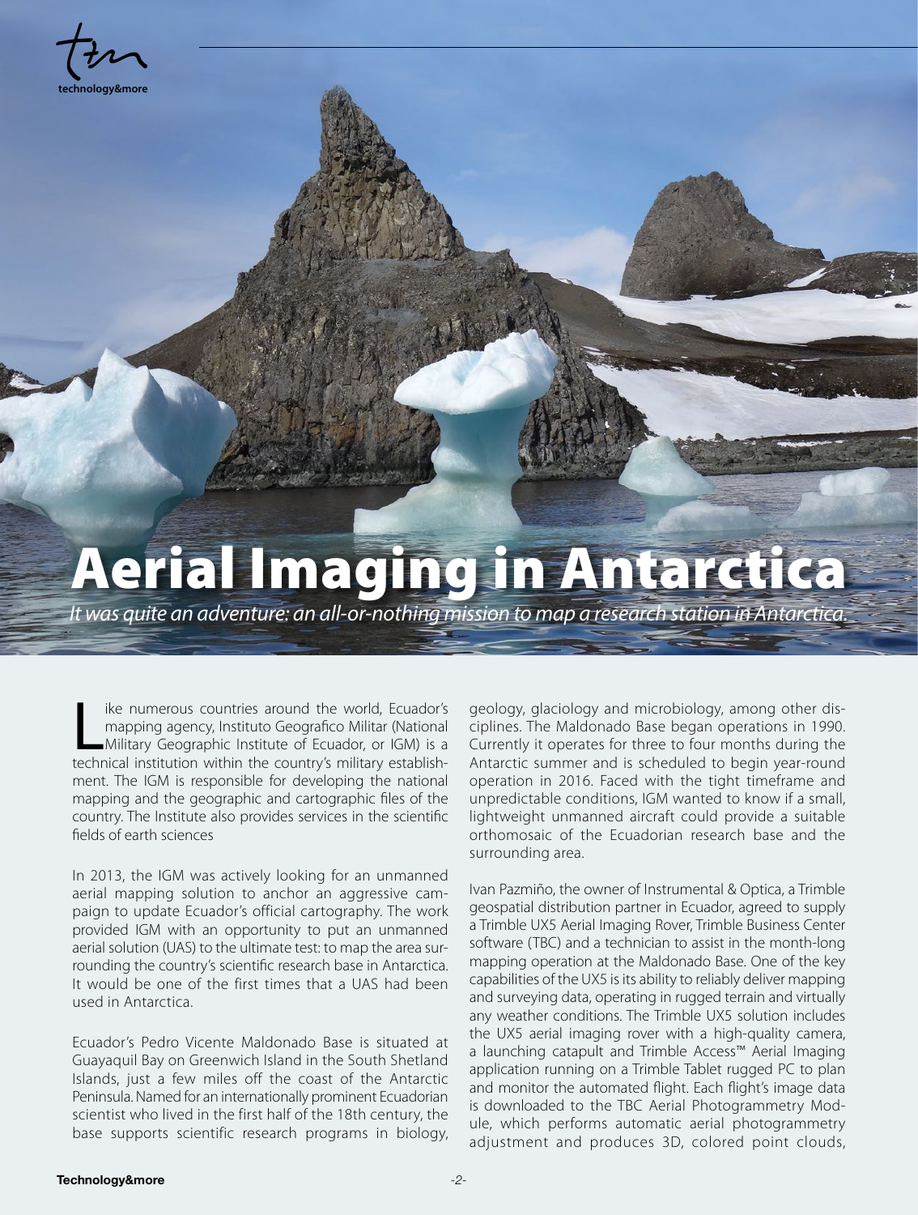# Aerial Imaging in Antarctica

*It was quite an adventure: an all-or-nothing mission to map a research station in Antarctica.*

Like numerous countries around the world, Ecuador's mapping agency, Instituto Geografico Militar (National Military Geographic Institute of Ecuador, or IGM) is a technical institution within the country's military establishment. The IGM is responsible for developing the national mapping and the geographic and cartographic files of the country. The Institute also provides services in the scientific fields of earth sciences

In 2013, the IGM was actively looking for an unmanned aerial mapping solution to anchor an aggressive campaign to update Ecuador's official cartography. The work provided IGM with an opportunity to put an unmanned aerial solution (UAS) to the ultimate test: to map the area surrounding the country's scientific research base in Antarctica. It would be one of the first times that a UAS had been used in Antarctica.

Ecuador's Pedro Vicente Maldonado Base is situated at Guayaquil Bay on Greenwich Island in the South Shetland Islands, just a few miles off the coast of the Antarctic Peninsula. Named for an internationally prominent Ecuadorian scientist who lived in the first half of the 18th century, the base supports scientific research programs in biology, geology, glaciology and microbiology, among other disciplines. The Maldonado Base began operations in 1990. Currently it operates for three to four months during the Antarctic summer and is scheduled to begin year-round operation in 2016. Faced with the tight timeframe and unpredictable conditions, IGM wanted to know if a small, lightweight unmanned aircraft could provide a suitable orthomosaic of the Ecuadorian research base and the surrounding area.

Ivan Pazmiño, the owner of Instrumental & Optica, a Trimble geospatial distribution partner in Ecuador, agreed to supply a Trimble UX5 Aerial Imaging Rover, Trimble Business Center software (TBC) and a technician to assist in the month-long mapping operation at the Maldonado Base. One of the key capabilities of the UX5 is its ability to reliably deliver mapping and surveying data, operating in rugged terrain and virtually any weather conditions. The Trimble UX5 solution includes the UX5 aerial imaging rover with a high-quality camera, a launching catapult and Trimble Access™ Aerial Imaging application running on a Trimble Tablet rugged PC to plan and monitor the automated flight. Each flight's image data is downloaded to the TBC Aerial Photogrammetry Module, which performs automatic aerial photogrammetry adjustment and produces 3D, colored point clouds,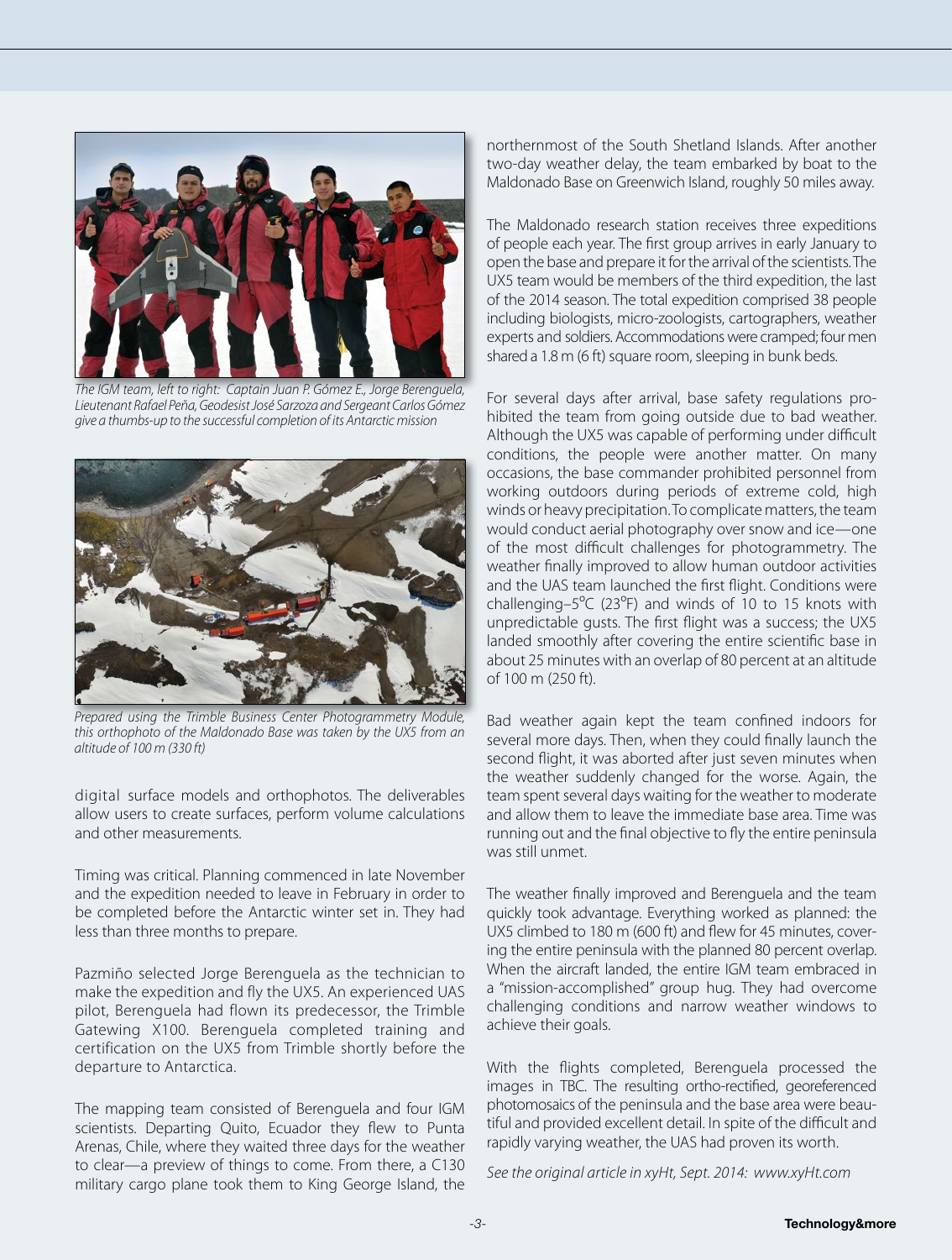*The IGM team, left to right: Captain Juan P. Gómez E., Jorge Berenguela, Lieutenant Rafael Peña, Geodesist José Sarzoza and Sergeant Carlos Gómez give a thumbs-up to the successful completion of its Antarctic mission*

*Prepared using the Trimble Business Center Photogrammetry Module, this orthophoto of the Maldonado Base was taken by the UX5 from an altitude of 100 m (330 ft)*

digital surface models and orthophotos. The deliverables allow users to create surfaces, perform volume calculations and other measurements.

Timing was critical. Planning commenced in late November and the expedition needed to leave in February in order to be completed before the Antarctic winter set in. They had less than three months to prepare.

Pazmiño selected Jorge Berenguela as the technician to make the expedition and fly the UX5. An experienced UAS pilot, Berenguela had flown its predecessor, the Trimble Gatewing X100. Berenguela completed training and certification on the UX5 from Trimble shortly before the departure to Antarctica.

The mapping team consisted of Berenguela and four IGM scientists. Departing Quito, Ecuador they flew to Punta Arenas, Chile, where they waited three days for the weather to clear—a preview of things to come. From there, a C130 military cargo plane took them to King George Island, the northernmost of the South Shetland Islands. After another two-day weather delay, the team embarked by boat to the Maldonado Base on Greenwich Island, roughly 50 miles away.

The Maldonado research station receives three expeditions of people each year. The first group arrives in early January to open the base and prepare it for the arrival of the scientists. The UX5 team would be members of the third expedition, the last of the 2014 season. The total expedition comprised 38 people including biologists, micro-zoologists, cartographers, weather experts and soldiers. Accommodations were cramped; four men shared a 1.8 m (6 ft) square room, sleeping in bunk beds.

For several days after arrival, base safety regulations prohibited the team from going outside due to bad weather. Although the UX5 was capable of performing under difficult conditions, the people were another matter. On many occasions, the base commander prohibited personnel from working outdoors during periods of extreme cold, high winds or heavy precipitation. To complicate matters, the team would conduct aerial photography over snow and ice—one of the most difficult challenges for photogrammetry. The weather finally improved to allow human outdoor activities and the UAS team launched the first flight. Conditions were challenging–5°C (23°F) and winds of 10 to 15 knots with unpredictable gusts. The first flight was a success; the UX5 landed smoothly after covering the entire scientific base in about 25 minutes with an overlap of 80 percent at an altitude of 100 m (250 ft).

Bad weather again kept the team confined indoors for several more days. Then, when they could finally launch the second flight, it was aborted after just seven minutes when the weather suddenly changed for the worse. Again, the team spent several days waiting for the weather to moderate and allow them to leave the immediate base area. Time was running out and the final objective to fly the entire peninsula was still unmet.

The weather finally improved and Berenguela and the team quickly took advantage. Everything worked as planned: the UX5 climbed to 180 m (600 ft) and flew for 45 minutes, covering the entire peninsula with the planned 80 percent overlap. When the aircraft landed, the entire IGM team embraced in a "mission-accomplished" group hug. They had overcome challenging conditions and narrow weather windows to achieve their goals.

With the flights completed, Berenguela processed the images in TBC. The resulting ortho-rectified, georeferenced photomosaics of the peninsula and the base area were beautiful and provided excellent detail. In spite of the difficult and rapidly varying weather, the UAS had proven its worth.

*See the original article in xyHt, Sept. 2014: www.xyHt.com*